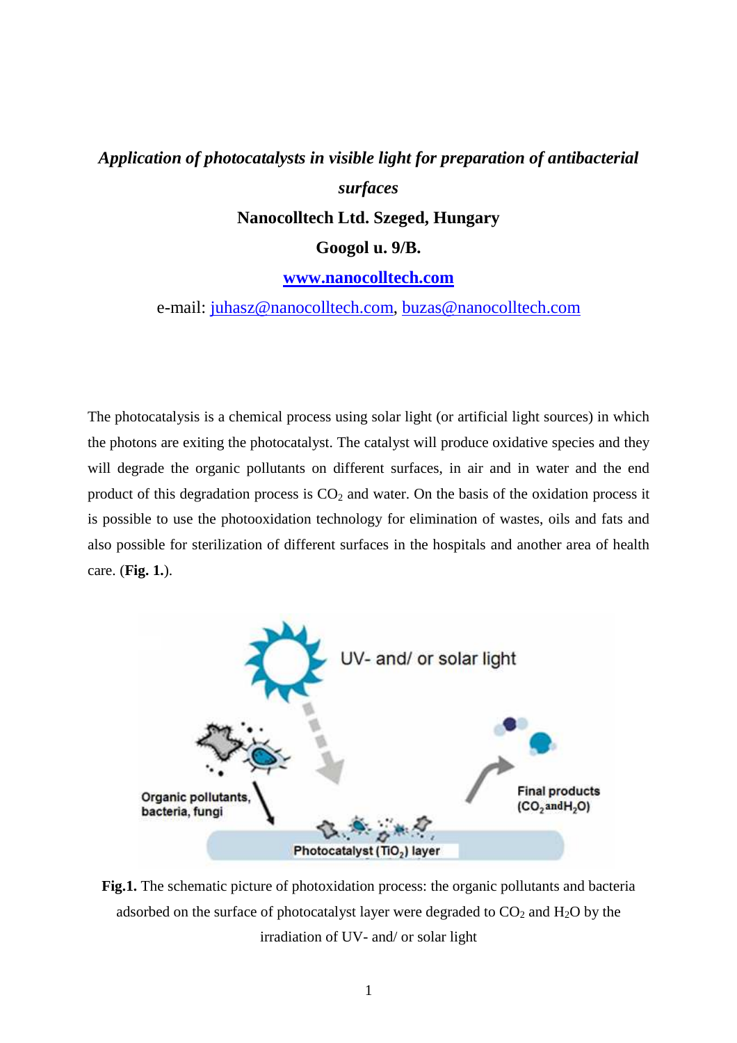# *Application of photocatalysts in visible light for preparation of antibacterial surfaces*

**Nanocolltech Ltd. Szeged, Hungary**

**Googol u. 9/B.**

**www.nanocolltech.com**

e-mail: juhasz@nanocolltech.com, buzas@nanocolltech.com

The photocatalysis is a chemical process using solar light (or artificial light sources) in which the photons are exiting the photocatalyst. The catalyst will produce oxidative species and they will degrade the organic pollutants on different surfaces, in air and in water and the end product of this degradation process is $CO_2$ and water. On the basis of the oxidation process it is possible to use the photooxidation technology for elimination of wastes, oils and fats and also possible for sterilization of different surfaces in the hospitals and another area of health care. (**Fig. 1.**).

**Fig.1.** The schematic picture of photoxidation process: the organic pollutants and bacteria adsorbed on the surface of photocatalyst layer were degraded to $CO_2$ and $H_2O$ by the irradiation of UV- and/ or solar light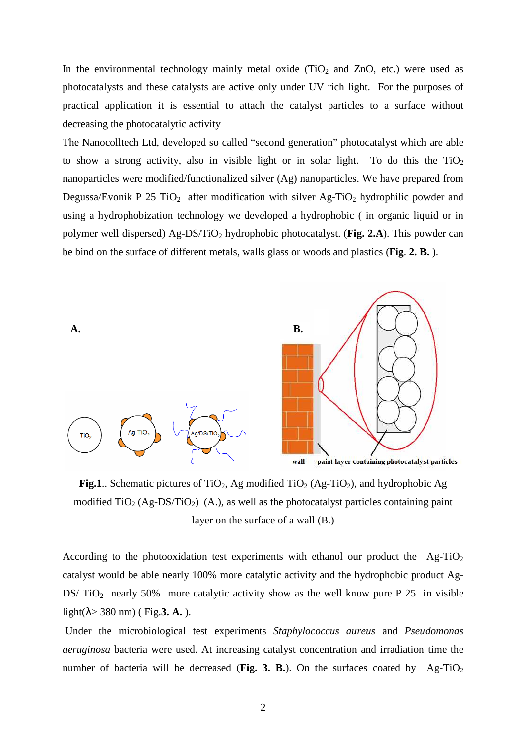In the environmental technology mainly metal oxide ($TiO_2$ and ZnO, etc.) were used as photocatalysts and these catalysts are active only under UV rich light. For the purposes of practical application it is essential to attach the catalyst particles to a surface without decreasing the photocatalytic activity

The Nanocolltech Ltd, developed so called "second generation" photocatalyst which are able to show a strong activity, also in visible light or in solar light. To do this the $TiO_2$ nanoparticles were modified/functionalized silver (Ag) nanoparticles. We have prepared from Degussa/Evonik P 25 $TiO_2$ after modification with silver Ag-$TiO_2$ hydrophilic powder and using a hydrophobization technology we developed a hydrophobic ( in organic liquid or in polymer well dispersed) Ag-DS/$TiO_2$ hydrophobic photocatalyst. (**Fig. 2.A**). This powder can be bind on the surface of different metals, walls glass or woods and plastics (**Fig**. **2. B.** ).

**Fig.1**.. Schematic pictures of $TiO_2$, Ag modified $TiO_2$ (Ag-$TiO_2$), and hydrophobic Ag modified $TiO_2$ (Ag-DS/$TiO_2$) (A.), as well as the photocatalyst particles containing paint layer on the surface of a wall (B.)

According to the photooxidation test experiments with ethanol our product the Ag-$TiO_2$ catalyst would be able nearly 100% more catalytic activity and the hydrophobic product Ag-DS/ $TiO_2$ nearly 50% more catalytic activity show as the well know pure P 25 in visible light($\lambda$> 380 nm) ( Fig.**3. A.** ).

Under the microbiological test experiments *Staphylococcus aureus* and *Pseudomonas aeruginosa* bacteria were used. At increasing catalyst concentration and irradiation time the number of bacteria will be decreased (**Fig. 3. B.**). On the surfaces coated by Ag-$TiO_2$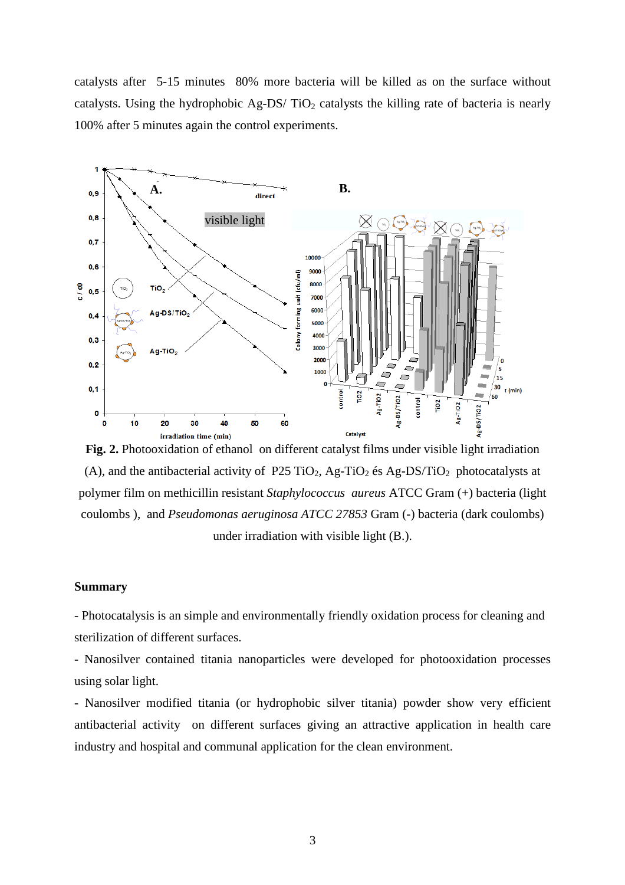catalysts after 5-15 minutes 80% more bacteria will be killed as on the surface without catalysts. Using the hydrophobic Ag-DS/ $TiO_2$ catalysts the killing rate of bacteria is nearly 100% after 5 minutes again the control experiments.

A.

B.

visible light

direct

c / c0

irradiation time (min)

1
0,9
0,8
0,7
0,6
0,5
0,4
0,3
0,2
0,1
0

0
10
20
30
40
50
60

TiO2

Ag-DS/TiO2

Ag-TiO2

Colony forming unit (cfu/ml)

10000
9000
8000
7000
6000
5000
4000
3000
2000
1000
0

control
TiO2
Ag-TiO2
Ag-DS/TiO2
control
TiO2
Ag-TiO2
Ag-DS/TiO2

Catalyst

0
5
15
30
60
t (min)

**Fig. 2.** Photooxidation of ethanol on different catalyst films under visible light irradiation (A), and the antibacterial activity of P25 $TiO_2$, Ag-$TiO_2$ és Ag-DS/$TiO_2$ photocatalysts at polymer film on methicillin resistant *Staphylococcus aureus* ATCC Gram (+) bacteria (light coulombs ), and *Pseudomonas aeruginosa ATCC 27853* Gram (-) bacteria (dark coulombs) under irradiation with visible light (B.).

### Summary

- Photocatalysis is an simple and environmentally friendly oxidation process for cleaning and sterilization of different surfaces.

- Nanosilver contained titania nanoparticles were developed for photooxidation processes using solar light.

- Nanosilver modified titania (or hydrophobic silver titania) powder show very efficient antibacterial activity on different surfaces giving an attractive application in health care industry and hospital and communal application for the clean environment.